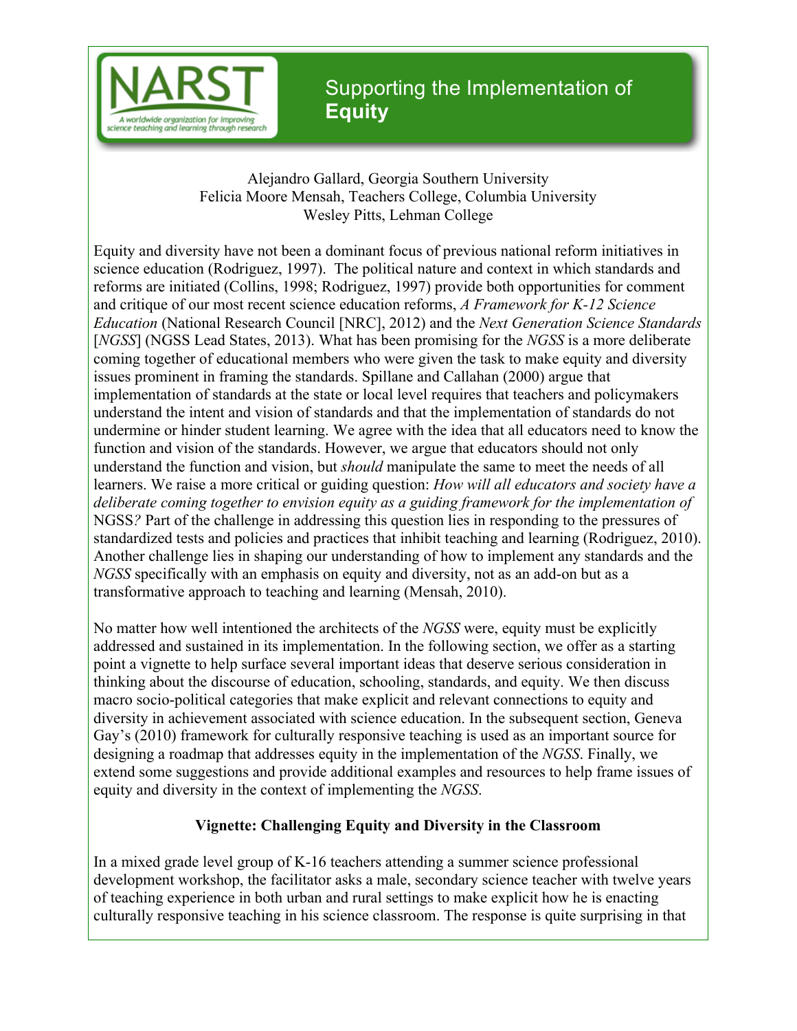# Supporting the Implementation of **Equity**

Alejandro Gallard, Georgia Southern University
Felicia Moore Mensah, Teachers College, Columbia University
Wesley Pitts, Lehman College

Equity and diversity have not been a dominant focus of previous national reform initiatives in science education (Rodriguez, 1997). The political nature and context in which standards and reforms are initiated (Collins, 1998; Rodriguez, 1997) provide both opportunities for comment and critique of our most recent science education reforms, *A Framework for K-12 Science Education* (National Research Council [NRC], 2012) and the *Next Generation Science Standards* [*NGSS*] (NGSS Lead States, 2013). What has been promising for the *NGSS* is a more deliberate coming together of educational members who were given the task to make equity and diversity issues prominent in framing the standards. Spillane and Callahan (2000) argue that implementation of standards at the state or local level requires that teachers and policymakers understand the intent and vision of standards and that the implementation of standards do not undermine or hinder student learning. We agree with the idea that all educators need to know the function and vision of the standards. However, we argue that educators should not only understand the function and vision, but *should* manipulate the same to meet the needs of all learners. We raise a more critical or guiding question: *How will all educators and society have a deliberate coming together to envision equity as a guiding framework for the implementation of* NGSS*?* Part of the challenge in addressing this question lies in responding to the pressures of standardized tests and policies and practices that inhibit teaching and learning (Rodriguez, 2010). Another challenge lies in shaping our understanding of how to implement any standards and the *NGSS* specifically with an emphasis on equity and diversity, not as an add-on but as a transformative approach to teaching and learning (Mensah, 2010).

No matter how well intentioned the architects of the *NGSS* were, equity must be explicitly addressed and sustained in its implementation. In the following section, we offer as a starting point a vignette to help surface several important ideas that deserve serious consideration in thinking about the discourse of education, schooling, standards, and equity. We then discuss macro socio-political categories that make explicit and relevant connections to equity and diversity in achievement associated with science education. In the subsequent section, Geneva Gay's (2010) framework for culturally responsive teaching is used as an important source for designing a roadmap that addresses equity in the implementation of the *NGSS*. Finally, we extend some suggestions and provide additional examples and resources to help frame issues of equity and diversity in the context of implementing the *NGSS*.

### Vignette: Challenging Equity and Diversity in the Classroom

In a mixed grade level group of K-16 teachers attending a summer science professional development workshop, the facilitator asks a male, secondary science teacher with twelve years of teaching experience in both urban and rural settings to make explicit how he is enacting culturally responsive teaching in his science classroom. The response is quite surprising in that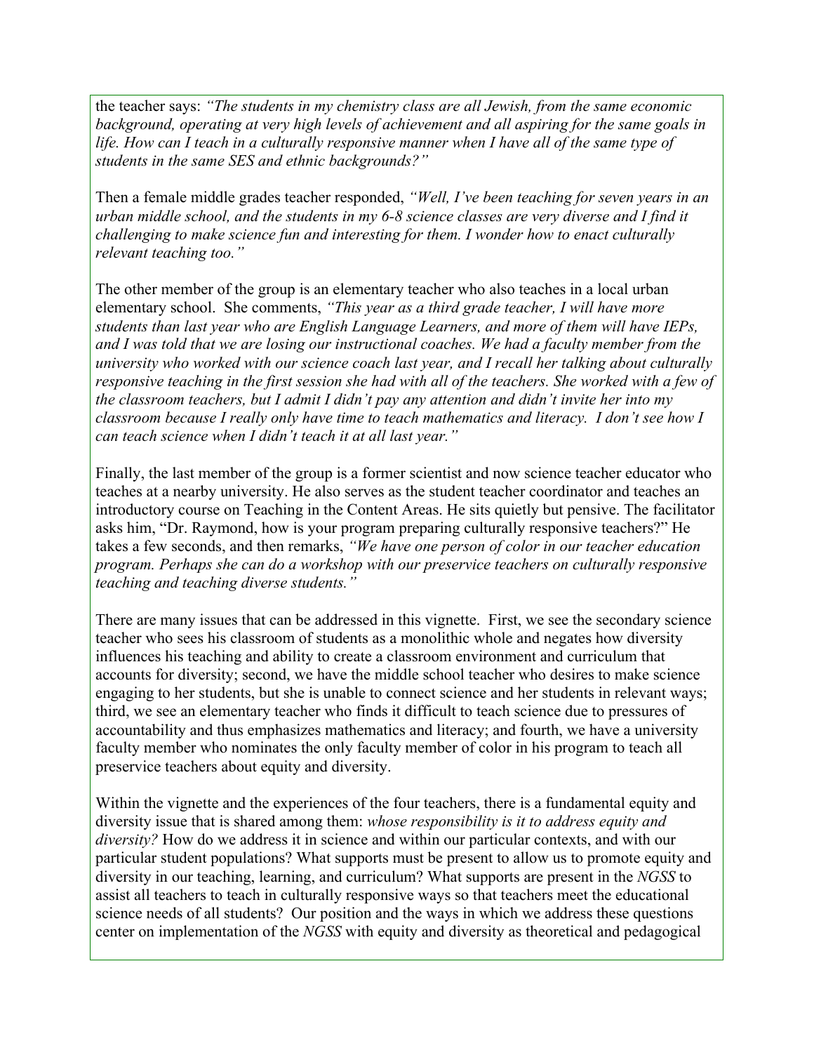the teacher says: *"The students in my chemistry class are all Jewish, from the same economic background, operating at very high levels of achievement and all aspiring for the same goals in life. How can I teach in a culturally responsive manner when I have all of the same type of students in the same SES and ethnic backgrounds?"*

Then a female middle grades teacher responded, *"Well, I've been teaching for seven years in an urban middle school, and the students in my 6-8 science classes are very diverse and I find it challenging to make science fun and interesting for them. I wonder how to enact culturally relevant teaching too."*

The other member of the group is an elementary teacher who also teaches in a local urban elementary school. She comments, *"This year as a third grade teacher, I will have more students than last year who are English Language Learners, and more of them will have IEPs, and I was told that we are losing our instructional coaches. We had a faculty member from the university who worked with our science coach last year, and I recall her talking about culturally responsive teaching in the first session she had with all of the teachers. She worked with a few of the classroom teachers, but I admit I didn't pay any attention and didn't invite her into my classroom because I really only have time to teach mathematics and literacy. I don't see how I can teach science when I didn't teach it at all last year."*

Finally, the last member of the group is a former scientist and now science teacher educator who teaches at a nearby university. He also serves as the student teacher coordinator and teaches an introductory course on Teaching in the Content Areas. He sits quietly but pensive. The facilitator asks him, "Dr. Raymond, how is your program preparing culturally responsive teachers?" He takes a few seconds, and then remarks, *"We have one person of color in our teacher education program. Perhaps she can do a workshop with our preservice teachers on culturally responsive teaching and teaching diverse students."*

There are many issues that can be addressed in this vignette. First, we see the secondary science teacher who sees his classroom of students as a monolithic whole and negates how diversity influences his teaching and ability to create a classroom environment and curriculum that accounts for diversity; second, we have the middle school teacher who desires to make science engaging to her students, but she is unable to connect science and her students in relevant ways; third, we see an elementary teacher who finds it difficult to teach science due to pressures of accountability and thus emphasizes mathematics and literacy; and fourth, we have a university faculty member who nominates the only faculty member of color in his program to teach all preservice teachers about equity and diversity.

Within the vignette and the experiences of the four teachers, there is a fundamental equity and diversity issue that is shared among them: *whose responsibility is it to address equity and diversity?* How do we address it in science and within our particular contexts, and with our particular student populations? What supports must be present to allow us to promote equity and diversity in our teaching, learning, and curriculum? What supports are present in the *NGSS* to assist all teachers to teach in culturally responsive ways so that teachers meet the educational science needs of all students? Our position and the ways in which we address these questions center on implementation of the *NGSS* with equity and diversity as theoretical and pedagogical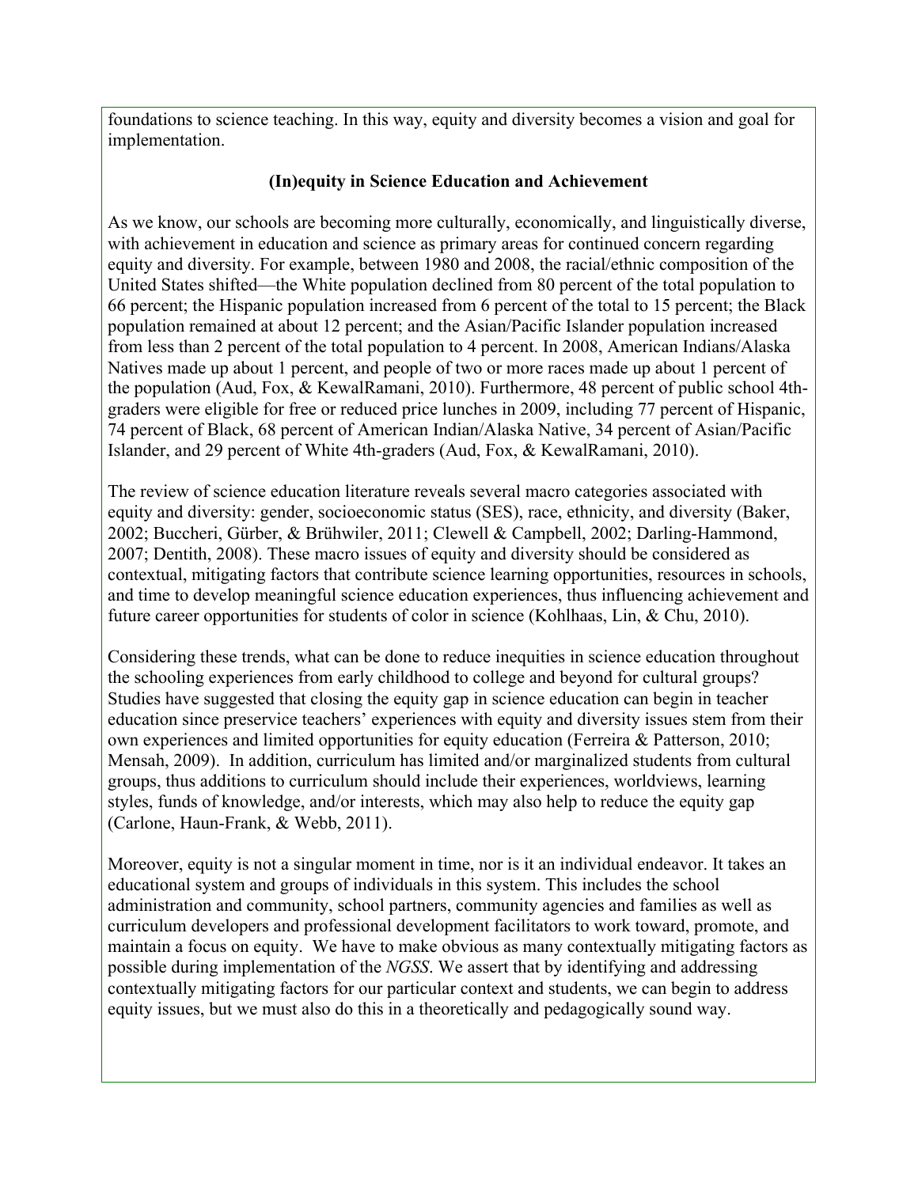foundations to science teaching. In this way, equity and diversity becomes a vision and goal for implementation.

## (In)equity in Science Education and Achievement

As we know, our schools are becoming more culturally, economically, and linguistically diverse, with achievement in education and science as primary areas for continued concern regarding equity and diversity. For example, between 1980 and 2008, the racial/ethnic composition of the United States shifted—the White population declined from 80 percent of the total population to 66 percent; the Hispanic population increased from 6 percent of the total to 15 percent; the Black population remained at about 12 percent; and the Asian/Pacific Islander population increased from less than 2 percent of the total population to 4 percent. In 2008, American Indians/Alaska Natives made up about 1 percent, and people of two or more races made up about 1 percent of the population (Aud, Fox, & KewalRamani, 2010). Furthermore, 48 percent of public school 4th-graders were eligible for free or reduced price lunches in 2009, including 77 percent of Hispanic, 74 percent of Black, 68 percent of American Indian/Alaska Native, 34 percent of Asian/Pacific Islander, and 29 percent of White 4th-graders (Aud, Fox, & KewalRamani, 2010).

The review of science education literature reveals several macro categories associated with equity and diversity: gender, socioeconomic status (SES), race, ethnicity, and diversity (Baker, 2002; Buccheri, Gürber, & Brühwiler, 2011; Clewell & Campbell, 2002; Darling-Hammond, 2007; Dentith, 2008). These macro issues of equity and diversity should be considered as contextual, mitigating factors that contribute science learning opportunities, resources in schools, and time to develop meaningful science education experiences, thus influencing achievement and future career opportunities for students of color in science (Kohlhaas, Lin, & Chu, 2010).

Considering these trends, what can be done to reduce inequities in science education throughout the schooling experiences from early childhood to college and beyond for cultural groups? Studies have suggested that closing the equity gap in science education can begin in teacher education since preservice teachers' experiences with equity and diversity issues stem from their own experiences and limited opportunities for equity education (Ferreira & Patterson, 2010; Mensah, 2009). In addition, curriculum has limited and/or marginalized students from cultural groups, thus additions to curriculum should include their experiences, worldviews, learning styles, funds of knowledge, and/or interests, which may also help to reduce the equity gap (Carlone, Haun-Frank, & Webb, 2011).

Moreover, equity is not a singular moment in time, nor is it an individual endeavor. It takes an educational system and groups of individuals in this system. This includes the school administration and community, school partners, community agencies and families as well as curriculum developers and professional development facilitators to work toward, promote, and maintain a focus on equity. We have to make obvious as many contextually mitigating factors as possible during implementation of the *NGSS*. We assert that by identifying and addressing contextually mitigating factors for our particular context and students, we can begin to address equity issues, but we must also do this in a theoretically and pedagogically sound way.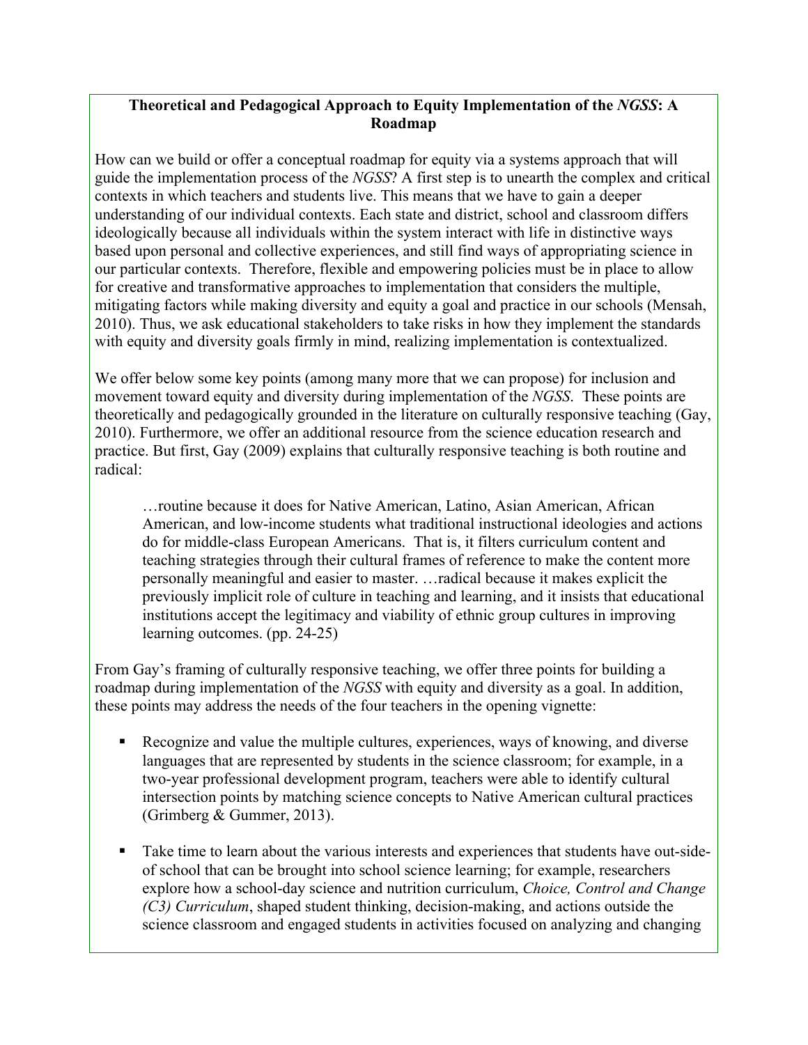**Theoretical and Pedagogical Approach to Equity Implementation of the *NGSS*: A Roadmap**

How can we build or offer a conceptual roadmap for equity via a systems approach that will guide the implementation process of the *NGSS*? A first step is to unearth the complex and critical contexts in which teachers and students live. This means that we have to gain a deeper understanding of our individual contexts. Each state and district, school and classroom differs ideologically because all individuals within the system interact with life in distinctive ways based upon personal and collective experiences, and still find ways of appropriating science in our particular contexts. Therefore, flexible and empowering policies must be in place to allow for creative and transformative approaches to implementation that considers the multiple, mitigating factors while making diversity and equity a goal and practice in our schools (Mensah, 2010). Thus, we ask educational stakeholders to take risks in how they implement the standards with equity and diversity goals firmly in mind, realizing implementation is contextualized.

We offer below some key points (among many more that we can propose) for inclusion and movement toward equity and diversity during implementation of the *NGSS*. These points are theoretically and pedagogically grounded in the literature on culturally responsive teaching (Gay, 2010). Furthermore, we offer an additional resource from the science education research and practice. But first, Gay (2009) explains that culturally responsive teaching is both routine and radical:

> …routine because it does for Native American, Latino, Asian American, African American, and low-income students what traditional instructional ideologies and actions do for middle-class European Americans. That is, it filters curriculum content and teaching strategies through their cultural frames of reference to make the content more personally meaningful and easier to master. …radical because it makes explicit the previously implicit role of culture in teaching and learning, and it insists that educational institutions accept the legitimacy and viability of ethnic group cultures in improving learning outcomes. (pp. 24-25)

From Gay's framing of culturally responsive teaching, we offer three points for building a roadmap during implementation of the *NGSS* with equity and diversity as a goal. In addition, these points may address the needs of the four teachers in the opening vignette:

- Recognize and value the multiple cultures, experiences, ways of knowing, and diverse languages that are represented by students in the science classroom; for example, in a two-year professional development program, teachers were able to identify cultural intersection points by matching science concepts to Native American cultural practices (Grimberg & Gummer, 2013).

- Take time to learn about the various interests and experiences that students have out-side-of school that can be brought into school science learning; for example, researchers explore how a school-day science and nutrition curriculum, *Choice, Control and Change (C3) Curriculum*, shaped student thinking, decision-making, and actions outside the science classroom and engaged students in activities focused on analyzing and changing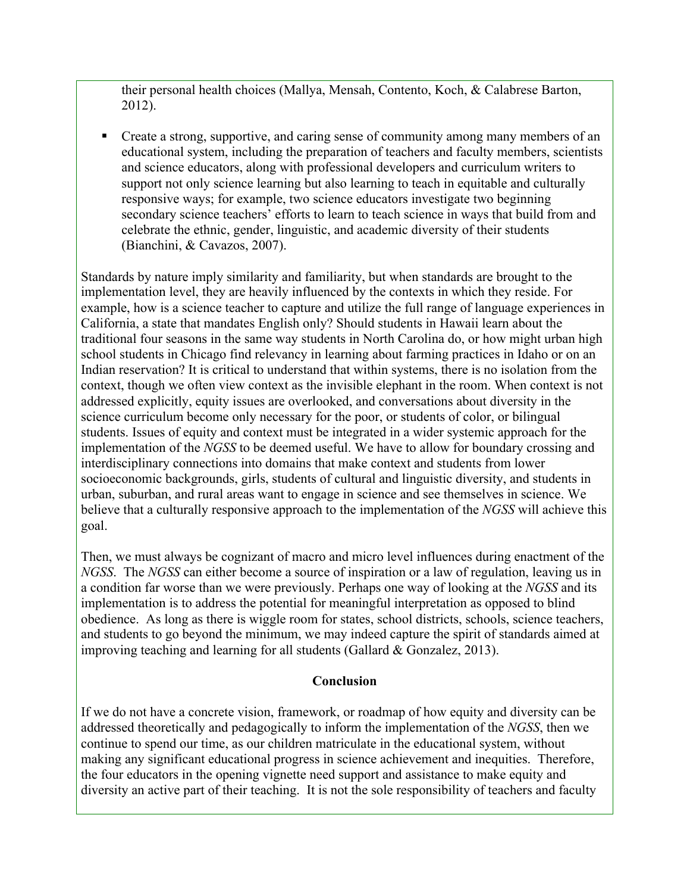their personal health choices (Mallya, Mensah, Contento, Koch, & Calabrese Barton, 2012).

- Create a strong, supportive, and caring sense of community among many members of an educational system, including the preparation of teachers and faculty members, scientists and science educators, along with professional developers and curriculum writers to support not only science learning but also learning to teach in equitable and culturally responsive ways; for example, two science educators investigate two beginning secondary science teachers' efforts to learn to teach science in ways that build from and celebrate the ethnic, gender, linguistic, and academic diversity of their students (Bianchini, & Cavazos, 2007).

Standards by nature imply similarity and familiarity, but when standards are brought to the implementation level, they are heavily influenced by the contexts in which they reside. For example, how is a science teacher to capture and utilize the full range of language experiences in California, a state that mandates English only? Should students in Hawaii learn about the traditional four seasons in the same way students in North Carolina do, or how might urban high school students in Chicago find relevancy in learning about farming practices in Idaho or on an Indian reservation? It is critical to understand that within systems, there is no isolation from the context, though we often view context as the invisible elephant in the room. When context is not addressed explicitly, equity issues are overlooked, and conversations about diversity in the science curriculum become only necessary for the poor, or students of color, or bilingual students. Issues of equity and context must be integrated in a wider systemic approach for the implementation of the *NGSS* to be deemed useful. We have to allow for boundary crossing and interdisciplinary connections into domains that make context and students from lower socioeconomic backgrounds, girls, students of cultural and linguistic diversity, and students in urban, suburban, and rural areas want to engage in science and see themselves in science. We believe that a culturally responsive approach to the implementation of the *NGSS* will achieve this goal.

Then, we must always be cognizant of macro and micro level influences during enactment of the *NGSS*. The *NGSS* can either become a source of inspiration or a law of regulation, leaving us in a condition far worse than we were previously. Perhaps one way of looking at the *NGSS* and its implementation is to address the potential for meaningful interpretation as opposed to blind obedience. As long as there is wiggle room for states, school districts, schools, science teachers, and students to go beyond the minimum, we may indeed capture the spirit of standards aimed at improving teaching and learning for all students (Gallard & Gonzalez, 2013).

## Conclusion

If we do not have a concrete vision, framework, or roadmap of how equity and diversity can be addressed theoretically and pedagogically to inform the implementation of the *NGSS*, then we continue to spend our time, as our children matriculate in the educational system, without making any significant educational progress in science achievement and inequities. Therefore, the four educators in the opening vignette need support and assistance to make equity and diversity an active part of their teaching. It is not the sole responsibility of teachers and faculty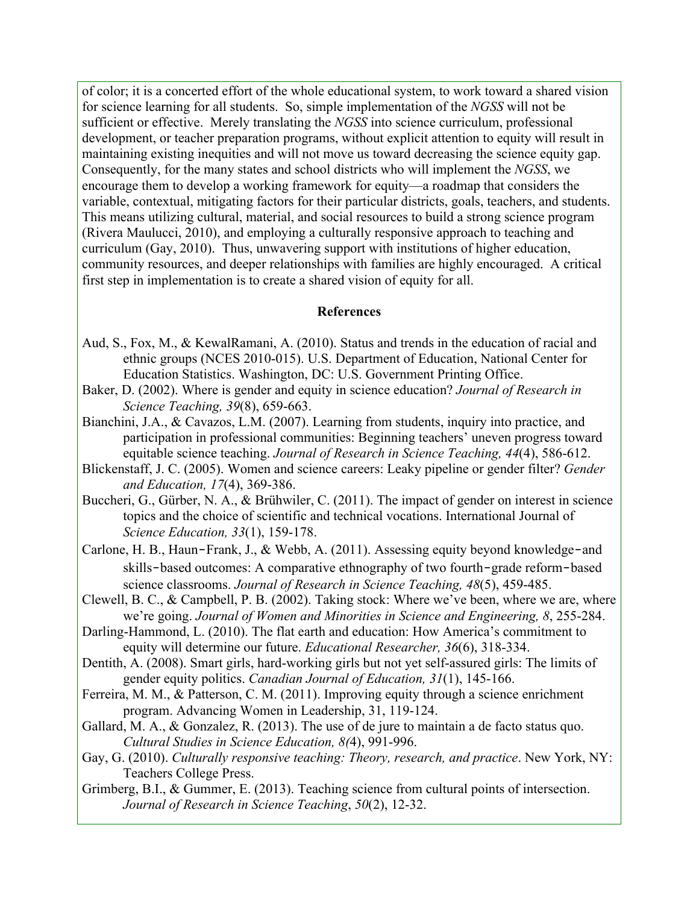of color; it is a concerted effort of the whole educational system, to work toward a shared vision for science learning for all students. So, simple implementation of the *NGSS* will not be sufficient or effective. Merely translating the *NGSS* into science curriculum, professional development, or teacher preparation programs, without explicit attention to equity will result in maintaining existing inequities and will not move us toward decreasing the science equity gap. Consequently, for the many states and school districts who will implement the *NGSS*, we encourage them to develop a working framework for equity—a roadmap that considers the variable, contextual, mitigating factors for their particular districts, goals, teachers, and students. This means utilizing cultural, material, and social resources to build a strong science program (Rivera Maulucci, 2010), and employing a culturally responsive approach to teaching and curriculum (Gay, 2010). Thus, unwavering support with institutions of higher education, community resources, and deeper relationships with families are highly encouraged. A critical first step in implementation is to create a shared vision of equity for all.

## References

Aud, S., Fox, M., & KewalRamani, A. (2010). Status and trends in the education of racial and ethnic groups (NCES 2010-015). U.S. Department of Education, National Center for Education Statistics. Washington, DC: U.S. Government Printing Office.

Baker, D. (2002). Where is gender and equity in science education? *Journal of Research in Science Teaching, 39*(8), 659-663.

Bianchini, J.A., & Cavazos, L.M. (2007). Learning from students, inquiry into practice, and participation in professional communities: Beginning teachers' uneven progress toward equitable science teaching. *Journal of Research in Science Teaching, 44*(4), 586-612.

Blickenstaff, J. C. (2005). Women and science careers: Leaky pipeline or gender filter? *Gender and Education, 17*(4), 369-386.

Buccheri, G., Gürber, N. A., & Brühwiler, C. (2011). The impact of gender on interest in science topics and the choice of scientific and technical vocations. International Journal of *Science Education, 33*(1), 159-178.

Carlone, H. B., Haun-Frank, J., & Webb, A. (2011). Assessing equity beyond knowledge-and skills-based outcomes: A comparative ethnography of two fourth-grade reform-based science classrooms. *Journal of Research in Science Teaching, 48*(5), 459-485.

Clewell, B. C., & Campbell, P. B. (2002). Taking stock: Where we've been, where we are, where we're going. *Journal of Women and Minorities in Science and Engineering, 8*, 255-284.

Darling-Hammond, L. (2010). The flat earth and education: How America's commitment to equity will determine our future. *Educational Researcher, 36*(6), 318-334.

Dentith, A. (2008). Smart girls, hard-working girls but not yet self-assured girls: The limits of gender equity politics. *Canadian Journal of Education, 31*(1), 145-166.

Ferreira, M. M., & Patterson, C. M. (2011). Improving equity through a science enrichment program. Advancing Women in Leadership, 31, 119-124.

Gallard, M. A., & Gonzalez, R. (2013). The use of de jure to maintain a de facto status quo. *Cultural Studies in Science Education, 8(*4), 991-996.

Gay, G. (2010). *Culturally responsive teaching: Theory, research, and practice*. New York, NY: Teachers College Press.

Grimberg, B.I., & Gummer, E. (2013). Teaching science from cultural points of intersection. *Journal of Research in Science Teaching*, *50*(2), 12-32.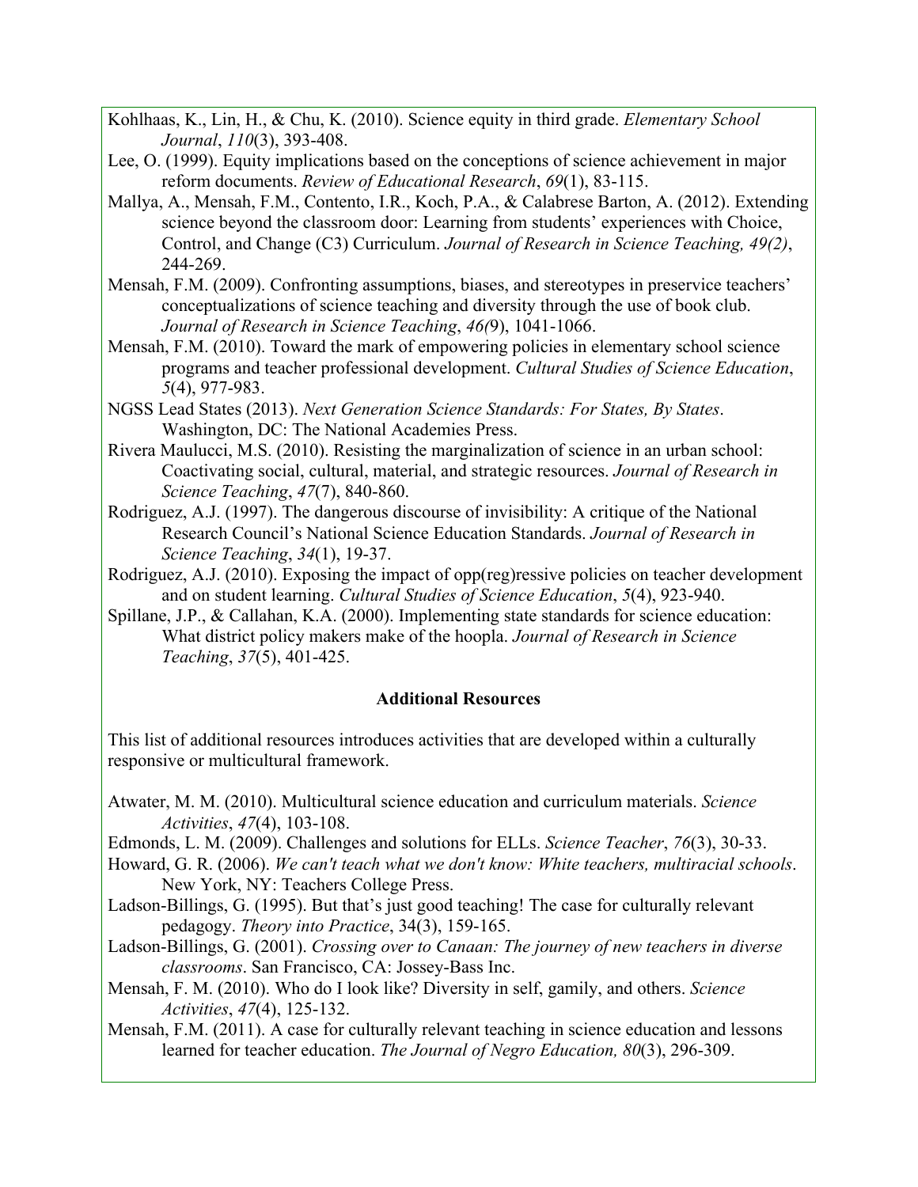Kohlhaas, K., Lin, H., & Chu, K. (2010). Science equity in third grade. *Elementary School Journal*, *110*(3), 393-408.

Lee, O. (1999). Equity implications based on the conceptions of science achievement in major reform documents. *Review of Educational Research*, *69*(1), 83-115.

Mallya, A., Mensah, F.M., Contento, I.R., Koch, P.A., & Calabrese Barton, A. (2012). Extending science beyond the classroom door: Learning from students' experiences with Choice, Control, and Change (C3) Curriculum. *Journal of Research in Science Teaching, 49(2)*, 244-269.

Mensah, F.M. (2009). Confronting assumptions, biases, and stereotypes in preservice teachers' conceptualizations of science teaching and diversity through the use of book club. *Journal of Research in Science Teaching*, *46(*9), 1041-1066.

Mensah, F.M. (2010). Toward the mark of empowering policies in elementary school science programs and teacher professional development. *Cultural Studies of Science Education*, *5*(4), 977-983.

NGSS Lead States (2013). *Next Generation Science Standards: For States, By States*. Washington, DC: The National Academies Press.

Rivera Maulucci, M.S. (2010). Resisting the marginalization of science in an urban school: Coactivating social, cultural, material, and strategic resources. *Journal of Research in Science Teaching*, *47*(7), 840-860.

Rodriguez, A.J. (1997). The dangerous discourse of invisibility: A critique of the National Research Council's National Science Education Standards. *Journal of Research in Science Teaching*, *34*(1), 19-37.

Rodriguez, A.J. (2010). Exposing the impact of opp(reg)ressive policies on teacher development and on student learning. *Cultural Studies of Science Education*, *5*(4), 923-940.

Spillane, J.P., & Callahan, K.A. (2000). Implementing state standards for science education: What district policy makers make of the hoopla. *Journal of Research in Science Teaching*, *37*(5), 401-425.

## Additional Resources

This list of additional resources introduces activities that are developed within a culturally responsive or multicultural framework.

Atwater, M. M. (2010). Multicultural science education and curriculum materials. *Science Activities*, *47*(4), 103-108.

Edmonds, L. M. (2009). Challenges and solutions for ELLs. *Science Teacher*, *76*(3), 30-33.

Howard, G. R. (2006). *We can't teach what we don't know: White teachers, multiracial schools*. New York, NY: Teachers College Press.

Ladson-Billings, G. (1995). But that's just good teaching! The case for culturally relevant pedagogy. *Theory into Practice*, 34(3), 159-165.

Ladson-Billings, G. (2001). *Crossing over to Canaan: The journey of new teachers in diverse classrooms*. San Francisco, CA: Jossey-Bass Inc.

Mensah, F. M. (2010). Who do I look like? Diversity in self, gamily, and others. *Science Activities*, *47*(4), 125-132.

Mensah, F.M. (2011). A case for culturally relevant teaching in science education and lessons learned for teacher education. *The Journal of Negro Education, 80*(3), 296-309.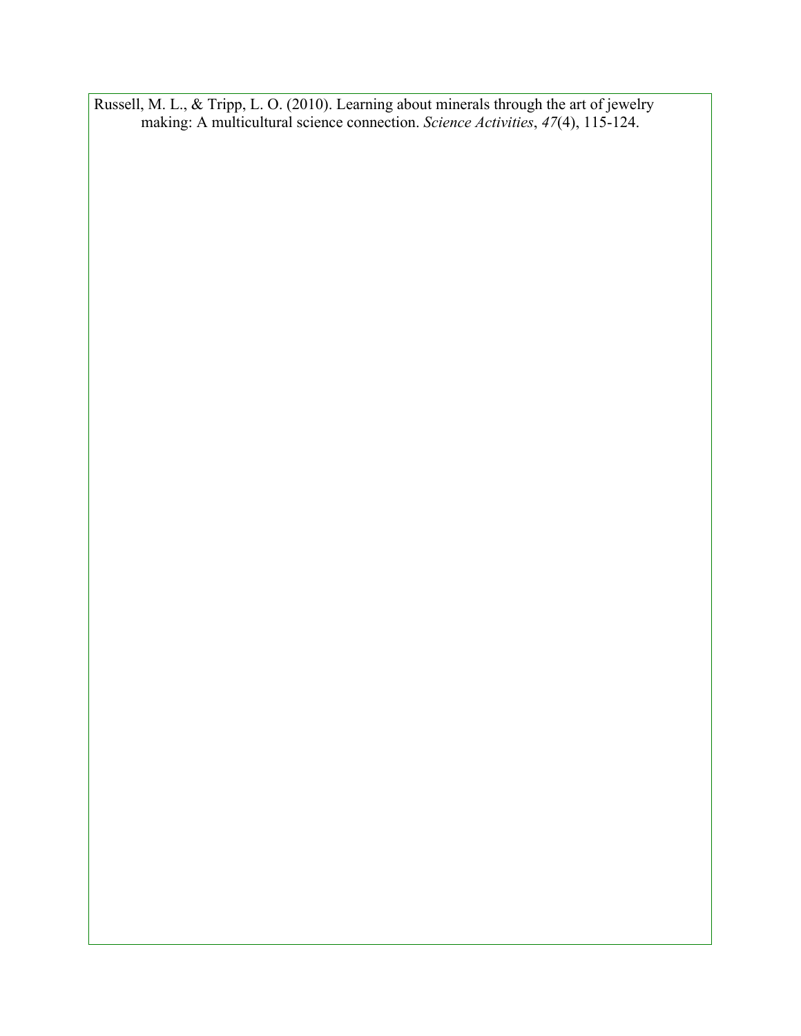Russell, M. L., & Tripp, L. O. (2010). Learning about minerals through the art of jewelry making: A multicultural science connection. *Science Activities*, *47*(4), 115-124.